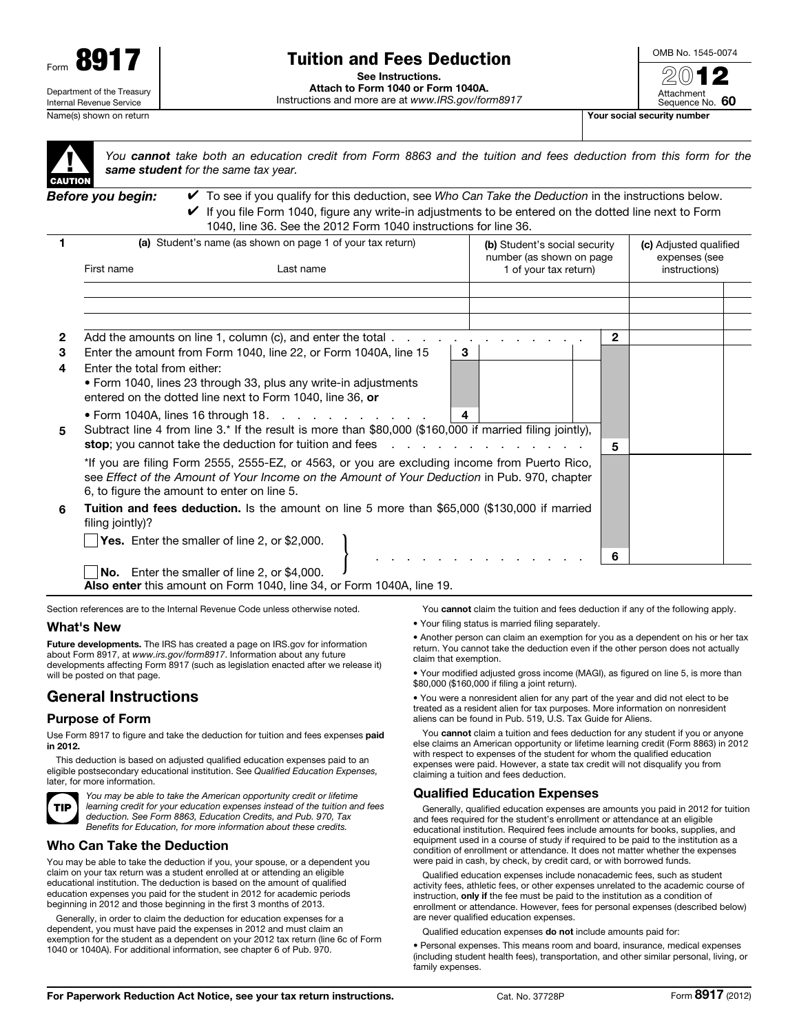Form **8917**

Department of the Treasury
Internal Revenue Service

# Tuition and Fees Deduction

**See Instructions.**
**Attach to Form 1040 or Form 1040A.**
Instructions and more are at *www.IRS.gov/form8917*

OMB No. 1545-0074

**2012**

Attachment Sequence No. **60**

Name(s) shown on return | **Your social security number**

**CAUTION** *You **cannot** take both an education credit from Form 8863 and the tuition and fees deduction from this form for the **same student** for the same tax year.*

***Before you begin:***
- ✔ To see if you qualify for this deduction, see *Who Can Take the Deduction* in the instructions below.
- ✔ If you file Form 1040, figure any write-in adjustments to be entered on the dotted line next to Form 1040, line 36. See the 2012 Form 1040 instructions for line 36.

| 1 | (a) Student's name (as shown on page 1 of your tax return) First name | Last name | (b) Student's social security number (as shown on page 1 of your tax return) | (c) Adjusted qualified expenses (see instructions) |
|---|---|---|---|---|
| | | | | |
| | | | | |
| | | | | |

| | | | |
|---|---|---|---|
| **2** | Add the amounts on line 1, column (c), and enter the total | **2** | |
| **3** | Enter the amount from Form 1040, line 22, or Form 1040A, line 15 | **3** | |
| **4** | Enter the total from either: • Form 1040, lines 23 through 33, plus any write-in adjustments entered on the dotted line next to Form 1040, line 36, **or** • Form 1040A, lines 16 through 18 | **4** | |
| **5** | Subtract line 4 from line 3.* If the result is more than $80,000 ($160,000 if married filing jointly), **stop**; you cannot take the deduction for tuition and fees | **5** | |
| | *If you are filing Form 2555, 2555-EZ, or 4563, or you are excluding income from Puerto Rico, see *Effect of the Amount of Your Income on the Amount of Your Deduction* in Pub. 970, chapter 6, to figure the amount to enter on line 5. | | |
| **6** | **Tuition and fees deduction.** Is the amount on line 5 more than $65,000 ($130,000 if married filing jointly)? ☐ **Yes.** Enter the smaller of line 2, or $2,000. ☐ **No.** Enter the smaller of line 2, or $4,000. **Also enter** this amount on Form 1040, line 34, or Form 1040A, line 19. | **6** | |

Section references are to the Internal Revenue Code unless otherwise noted.

## What's New

**Future developments.** The IRS has created a page on IRS.gov for information about Form 8917, at *www.irs.gov/form8917*. Information about any future developments affecting Form 8917 (such as legislation enacted after we release it) will be posted on that page.

# General Instructions

## Purpose of Form

Use Form 8917 to figure and take the deduction for tuition and fees expenses **paid in 2012.**

This deduction is based on adjusted qualified education expenses paid to an eligible postsecondary educational institution. See *Qualified Education Expenses,* later, for more information.

**TIP** *You may be able to take the American opportunity credit or lifetime learning credit for your education expenses instead of the tuition and fees deduction. See Form 8863, Education Credits, and Pub. 970, Tax Benefits for Education, for more information about these credits.*

## Who Can Take the Deduction

You may be able to take the deduction if you, your spouse, or a dependent you claim on your tax return was a student enrolled at or attending an eligible educational institution. The deduction is based on the amount of qualified education expenses you paid for the student in 2012 for academic periods beginning in 2012 and those beginning in the first 3 months of 2013.

Generally, in order to claim the deduction for education expenses for a dependent, you must have paid the expenses in 2012 and must claim an exemption for the student as a dependent on your 2012 tax return (line 6c of Form 1040 or 1040A). For additional information, see chapter 6 of Pub. 970.

You **cannot** claim the tuition and fees deduction if any of the following apply.

- Your filing status is married filing separately.
- Another person can claim an exemption for you as a dependent on his or her tax return. You cannot take the deduction even if the other person does not actually claim that exemption.
- Your modified adjusted gross income (MAGI), as figured on line 5, is more than $80,000 ($160,000 if filing a joint return).
- You were a nonresident alien for any part of the year and did not elect to be treated as a resident alien for tax purposes. More information on nonresident aliens can be found in Pub. 519, U.S. Tax Guide for Aliens.

You **cannot** claim a tuition and fees deduction for any student if you or anyone else claims an American opportunity or lifetime learning credit (Form 8863) in 2012 with respect to expenses of the student for whom the qualified education expenses were paid. However, a state tax credit will not disqualify you from claiming a tuition and fees deduction.

## Qualified Education Expenses

Generally, qualified education expenses are amounts you paid in 2012 for tuition and fees required for the student's enrollment or attendance at an eligible educational institution. Required fees include amounts for books, supplies, and equipment used in a course of study if required to be paid to the institution as a condition of enrollment or attendance. It does not matter whether the expenses were paid in cash, by check, by credit card, or with borrowed funds.

Qualified education expenses include nonacademic fees, such as student activity fees, athletic fees, or other expenses unrelated to the academic course of instruction, **only if** the fee must be paid to the institution as a condition of enrollment or attendance. However, fees for personal expenses (described below) are never qualified education expenses.

Qualified education expenses **do not** include amounts paid for:

- Personal expenses. This means room and board, insurance, medical expenses (including student health fees), transportation, and other similar personal, living, or family expenses.

**For Paperwork Reduction Act Notice, see your tax return instructions.** Cat. No. 37728P Form **8917** (2012)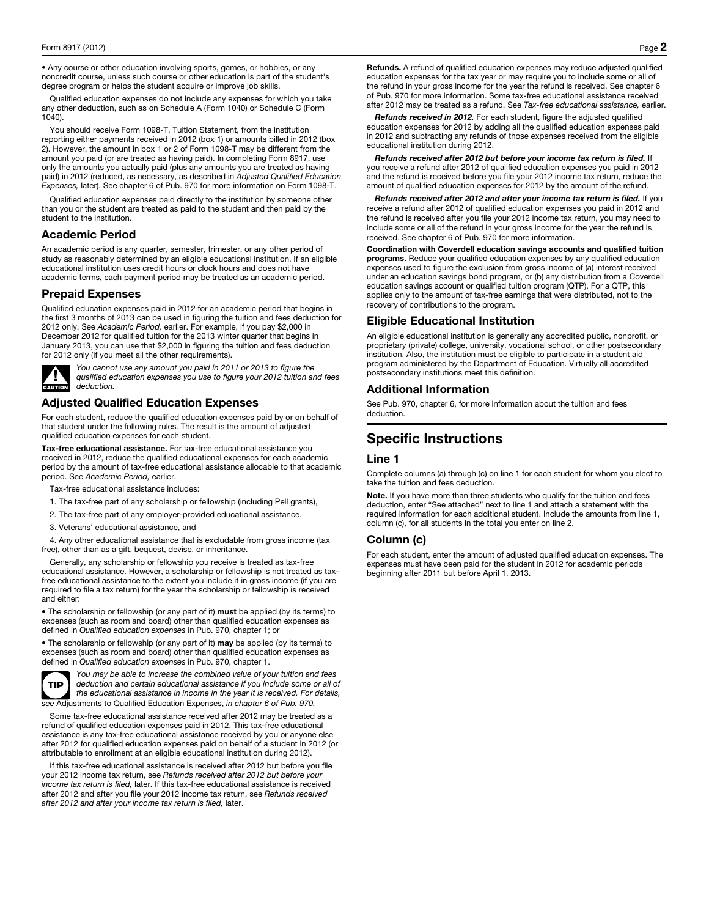• Any course or other education involving sports, games, or hobbies, or any noncredit course, unless such course or other education is part of the student's degree program or helps the student acquire or improve job skills.

Qualified education expenses do not include any expenses for which you take any other deduction, such as on Schedule A (Form 1040) or Schedule C (Form 1040).

You should receive Form 1098-T, Tuition Statement, from the institution reporting either payments received in 2012 (box 1) or amounts billed in 2012 (box 2). However, the amount in box 1 or 2 of Form 1098-T may be different from the amount you paid (or are treated as having paid). In completing Form 8917, use only the amounts you actually paid (plus any amounts you are treated as having paid) in 2012 (reduced, as necessary, as described in *Adjusted Qualified Education Expenses,* later). See chapter 6 of Pub. 970 for more information on Form 1098-T.

Qualified education expenses paid directly to the institution by someone other than you or the student are treated as paid to the student and then paid by the student to the institution.

## Academic Period

An academic period is any quarter, semester, trimester, or any other period of study as reasonably determined by an eligible educational institution. If an eligible educational institution uses credit hours or clock hours and does not have academic terms, each payment period may be treated as an academic period.

## Prepaid Expenses

Qualified education expenses paid in 2012 for an academic period that begins in the first 3 months of 2013 can be used in figuring the tuition and fees deduction for 2012 only. See *Academic Period,* earlier. For example, if you pay $2,000 in December 2012 for qualified tuition for the 2013 winter quarter that begins in January 2013, you can use that $2,000 in figuring the tuition and fees deduction for 2012 only (if you meet all the other requirements).

CAUTION: *You cannot use any amount you paid in 2011 or 2013 to figure the qualified education expenses you use to figure your 2012 tuition and fees deduction.*

## Adjusted Qualified Education Expenses

For each student, reduce the qualified education expenses paid by or on behalf of that student under the following rules. The result is the amount of adjusted qualified education expenses for each student.

**Tax-free educational assistance.** For tax-free educational assistance you received in 2012, reduce the qualified educational expenses for each academic period by the amount of tax-free educational assistance allocable to that academic period. See *Academic Period,* earlier.

Tax-free educational assistance includes:

1. The tax-free part of any scholarship or fellowship (including Pell grants),

2. The tax-free part of any employer-provided educational assistance,

3. Veterans' educational assistance, and

4. Any other educational assistance that is excludable from gross income (tax free), other than as a gift, bequest, devise, or inheritance.

Generally, any scholarship or fellowship you receive is treated as tax-free educational assistance. However, a scholarship or fellowship is not treated as tax-free educational assistance to the extent you include it in gross income (if you are required to file a tax return) for the year the scholarship or fellowship is received and either:

• The scholarship or fellowship (or any part of it) **must** be applied (by its terms) to expenses (such as room and board) other than qualified education expenses as defined in *Qualified education expenses* in Pub. 970, chapter 1; or

• The scholarship or fellowship (or any part of it) **may** be applied (by its terms) to expenses (such as room and board) other than qualified education expenses as defined in *Qualified education expenses* in Pub. 970, chapter 1.

TIP: *You may be able to increase the combined value of your tuition and fees deduction and certain educational assistance if you include some or all of the educational assistance in income in the year it is received. For details, see* Adjustments to Qualified Education Expenses, *in chapter 6 of Pub. 970.*

Some tax-free educational assistance received after 2012 may be treated as a refund of qualified education expenses paid in 2012. This tax-free educational assistance is any tax-free educational assistance received by you or anyone else after 2012 for qualified education expenses paid on behalf of a student in 2012 (or attributable to enrollment at an eligible educational institution during 2012).

If this tax-free educational assistance is received after 2012 but before you file your 2012 income tax return, see *Refunds received after 2012 but before your income tax return is filed,* later. If this tax-free educational assistance is received after 2012 and after you file your 2012 income tax return, see *Refunds received after 2012 and after your income tax return is filed,* later.

**Refunds.** A refund of qualified education expenses may reduce adjusted qualified education expenses for the tax year or may require you to include some or all of the refund in your gross income for the year the refund is received. See chapter 6 of Pub. 970 for more information. Some tax-free educational assistance received after 2012 may be treated as a refund. See *Tax-free educational assistance,* earlier.

***Refunds received in 2012.*** For each student, figure the adjusted qualified education expenses for 2012 by adding all the qualified education expenses paid in 2012 and subtracting any refunds of those expenses received from the eligible educational institution during 2012.

***Refunds received after 2012 but before your income tax return is filed.*** If you receive a refund after 2012 of qualified education expenses you paid in 2012 and the refund is received before you file your 2012 income tax return, reduce the amount of qualified education expenses for 2012 by the amount of the refund.

***Refunds received after 2012 and after your income tax return is filed.*** If you receive a refund after 2012 of qualified education expenses you paid in 2012 and the refund is received after you file your 2012 income tax return, you may need to include some or all of the refund in your gross income for the year the refund is received. See chapter 6 of Pub. 970 for more information.

**Coordination with Coverdell education savings accounts and qualified tuition programs.** Reduce your qualified education expenses by any qualified education expenses used to figure the exclusion from gross income of (a) interest received under an education savings bond program, or (b) any distribution from a Coverdell education savings account or qualified tuition program (QTP). For a QTP, this applies only to the amount of tax-free earnings that were distributed, not to the recovery of contributions to the program.

## Eligible Educational Institution

An eligible educational institution is generally any accredited public, nonprofit, or proprietary (private) college, university, vocational school, or other postsecondary institution. Also, the institution must be eligible to participate in a student aid program administered by the Department of Education. Virtually all accredited postsecondary institutions meet this definition.

## Additional Information

See Pub. 970, chapter 6, for more information about the tuition and fees deduction.

# Specific Instructions

## Line 1

Complete columns (a) through (c) on line 1 for each student for whom you elect to take the tuition and fees deduction.

**Note.** If you have more than three students who qualify for the tuition and fees deduction, enter "See attached" next to line 1 and attach a statement with the required information for each additional student. Include the amounts from line 1, column (c), for all students in the total you enter on line 2.

## Column (c)

For each student, enter the amount of adjusted qualified education expenses. The expenses must have been paid for the student in 2012 for academic periods beginning after 2011 but before April 1, 2013.